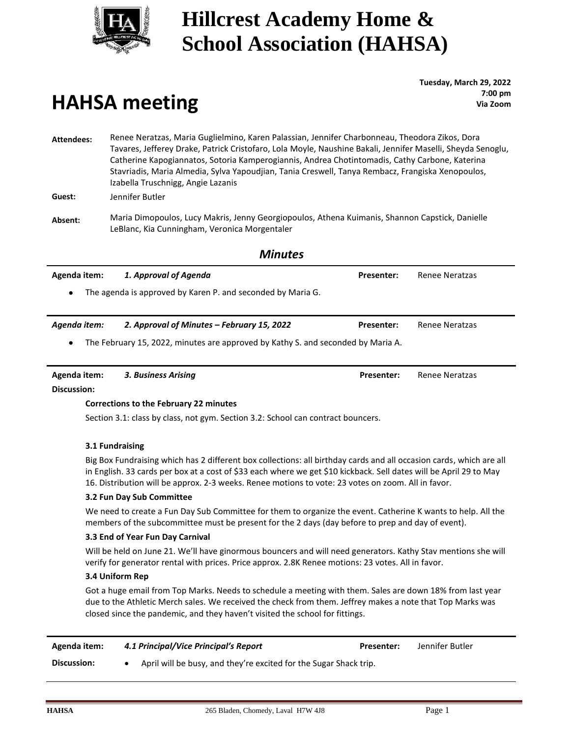# Hillcrest Academy Home & School Association (HAHSA)

## HAHSA meeting

**Tuesday, March 29, 2022**
**7:00 pm**
**Via Zoom**

**Attendees:** Renee Neratzas, Maria Guglielmino, Karen Palassian, Jennifer Charbonneau, Theodora Zikos, Dora Tavares, Jefferey Drake, Patrick Cristofaro, Lola Moyle, Naushine Bakali, Jennifer Maselli, Sheyda Senoglu, Catherine Kapogiannatos, Sotoria Kamperogiannis, Andrea Chotintomadis, Cathy Carbone, Katerina Stavriadis, Maria Almedia, Sylva Yapoudjian, Tania Creswell, Tanya Rembacz, Frangiska Xenopoulos, Izabella Truschnigg, Angie Lazanis

**Guest:** Jennifer Butler

**Absent:** Maria Dimopoulos, Lucy Makris, Jenny Georgiopoulos, Athena Kuimanis, Shannon Capstick, Danielle LeBlanc, Kia Cunningham, Veronica Morgentaler

### *Minutes*

---

**Agenda item:** ***1. Approval of Agenda*** **Presenter:** Renee Neratzas

- The agenda is approved by Karen P. and seconded by Maria G.

---

***Agenda item:*** ***2. Approval of Minutes – February 15, 2022*** **Presenter:** Renee Neratzas

- The February 15, 2022, minutes are approved by Kathy S. and seconded by Maria A.

---

**Agenda item:** ***3. Business Arising*** **Presenter:** Renee Neratzas

**Discussion:**

**Corrections to the February 22 minutes**

Section 3.1: class by class, not gym. Section 3.2: School can contract bouncers.

**3.1 Fundraising**

Big Box Fundraising which has 2 different box collections: all birthday cards and all occasion cards, which are all in English. 33 cards per box at a cost of $33 each where we get $10 kickback. Sell dates will be April 29 to May 16. Distribution will be approx. 2-3 weeks. Renee motions to vote: 23 votes on zoom. All in favor.

**3.2 Fun Day Sub Committee**

We need to create a Fun Day Sub Committee for them to organize the event. Catherine K wants to help. All the members of the subcommittee must be present for the 2 days (day before to prep and day of event).

**3.3 End of Year Fun Day Carnival**

Will be held on June 21. We'll have ginormous bouncers and will need generators. Kathy Stav mentions she will verify for generator rental with prices. Price approx. 2.8K Renee motions: 23 votes. All in favor.

**3.4 Uniform Rep**

Got a huge email from Top Marks. Needs to schedule a meeting with them. Sales are down 18% from last year due to the Athletic Merch sales. We received the check from them. Jeffrey makes a note that Top Marks was closed since the pandemic, and they haven't visited the school for fittings.

---

**Agenda item:** ***4.1 Principal/Vice Principal's Report*** **Presenter:** Jennifer Butler

**Discussion:**

- April will be busy, and they're excited for the Sugar Shack trip.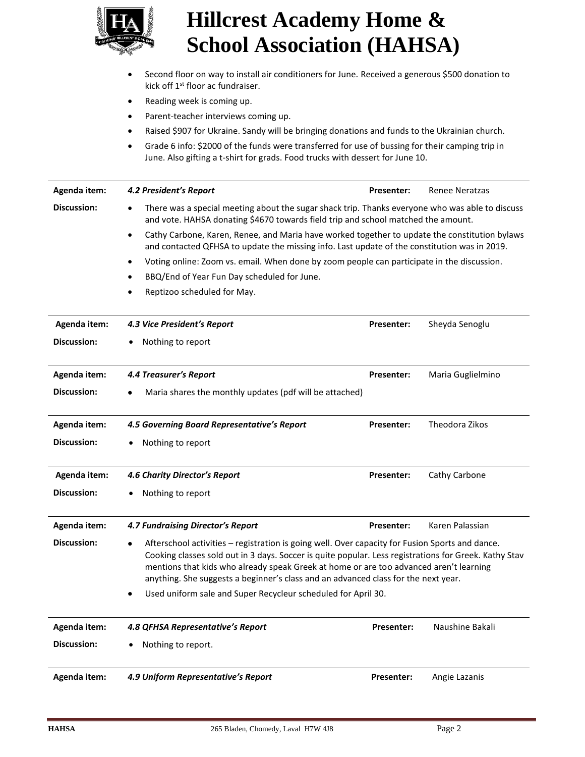- Second floor on way to install air conditioners for June. Received a generous $500 donation to kick off 1st floor ac fundraiser.
- Reading week is coming up.
- Parent-teacher interviews coming up.
- Raised $907 for Ukraine. Sandy will be bringing donations and funds to the Ukrainian church.
- Grade 6 info: $2000 of the funds were transferred for use of bussing for their camping trip in June. Also gifting a t-shirt for grads. Food trucks with dessert for June 10.

---

**Agenda item:** ***4.2 President's Report*** **Presenter:** Renee Neratzas

**Discussion:**

- There was a special meeting about the sugar shack trip. Thanks everyone who was able to discuss and vote. HAHSA donating $4670 towards field trip and school matched the amount.
- Cathy Carbone, Karen, Renee, and Maria have worked together to update the constitution bylaws and contacted QFHSA to update the missing info. Last update of the constitution was in 2019.
- Voting online: Zoom vs. email. When done by zoom people can participate in the discussion.
- BBQ/End of Year Fun Day scheduled for June.
- Reptizoo scheduled for May.

---

**Agenda item:** ***4.3 Vice President's Report*** **Presenter:** Sheyda Senoglu

**Discussion:**

- Nothing to report

---

**Agenda item:** ***4.4 Treasurer's Report*** **Presenter:** Maria Guglielmino

**Discussion:**

- Maria shares the monthly updates (pdf will be attached)

---

**Agenda item:** ***4.5 Governing Board Representative's Report*** **Presenter:** Theodora Zikos

**Discussion:**

- Nothing to report

---

**Agenda item:** ***4.6 Charity Director's Report*** **Presenter:** Cathy Carbone

**Discussion:**

- Nothing to report

---

**Agenda item:** ***4.7 Fundraising Director's Report*** **Presenter:** Karen Palassian

**Discussion:**

- Afterschool activities – registration is going well. Over capacity for Fusion Sports and dance. Cooking classes sold out in 3 days. Soccer is quite popular. Less registrations for Greek. Kathy Stav mentions that kids who already speak Greek at home or are too advanced aren't learning anything. She suggests a beginner's class and an advanced class for the next year.
- Used uniform sale and Super Recycleur scheduled for April 30.

---

**Agenda item:** ***4.8 QFHSA Representative's Report*** **Presenter:** Naushine Bakali

**Discussion:**

- Nothing to report.

---

**Agenda item:** ***4.9 Uniform Representative's Report*** **Presenter:** Angie Lazanis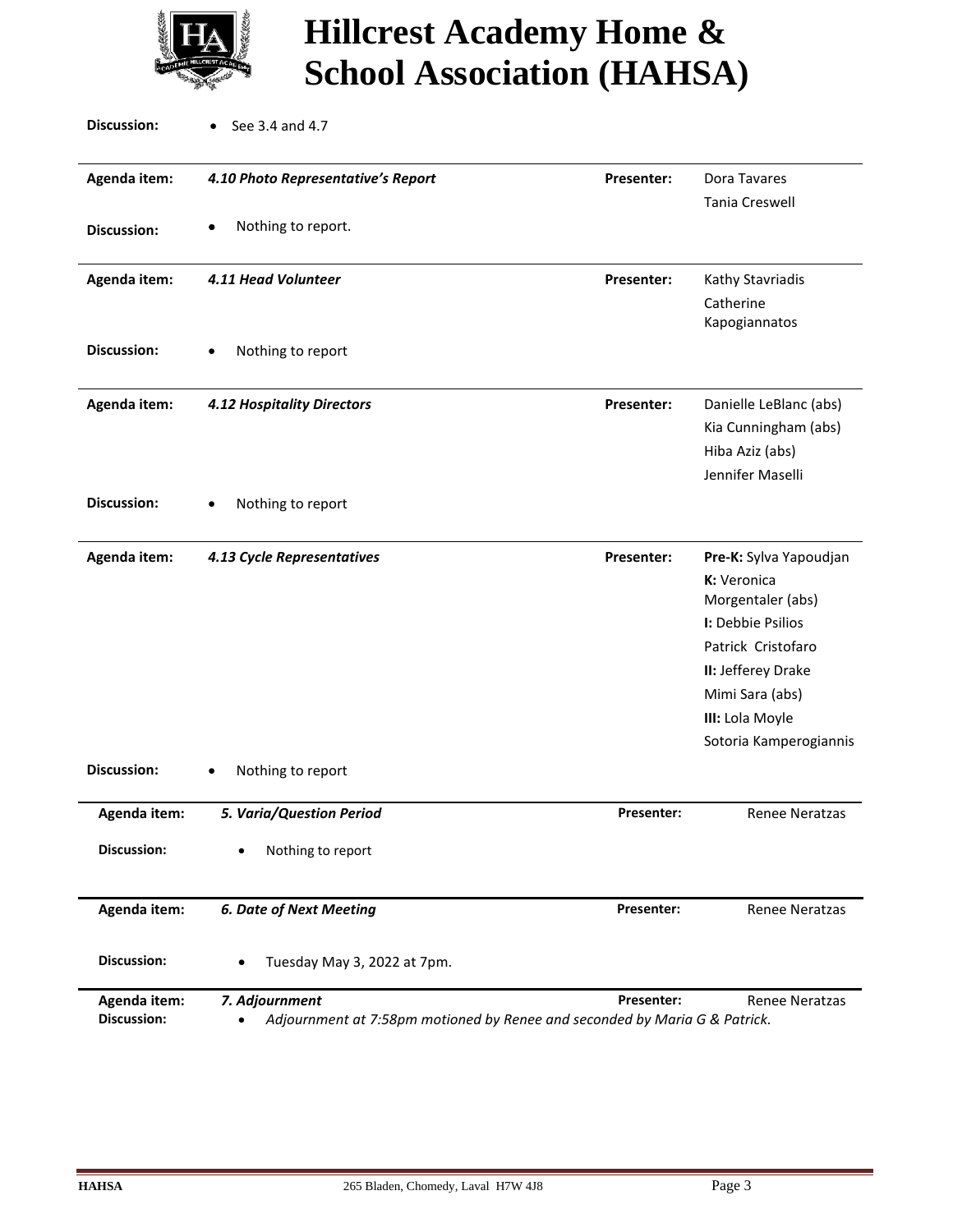# Hillcrest Academy Home & School Association (HAHSA)

**Discussion:**

- See 3.4 and 4.7

---

**Agenda item:** ***4.10 Photo Representative's Report*** **Presenter:** Dora Tavares, Tania Creswell

**Discussion:**

- Nothing to report.

---

**Agenda item:** ***4.11 Head Volunteer*** **Presenter:** Kathy Stavriadis, Catherine Kapogiannatos

**Discussion:**

- Nothing to report

---

**Agenda item:** ***4.12 Hospitality Directors*** **Presenter:** Danielle LeBlanc (abs), Kia Cunningham (abs), Hiba Aziz (abs), Jennifer Maselli

**Discussion:**

- Nothing to report

---

**Agenda item:** ***4.13 Cycle Representatives*** **Presenter:**

- **Pre-K:** Sylva Yapoudjan
- **K:** Veronica Morgentaler (abs)
- **I:** Debbie Psilios, Patrick Cristofaro
- **II:** Jefferey Drake, Mimi Sara (abs)
- **III:** Lola Moyle, Sotoria Kamperogiannis

**Discussion:**

- Nothing to report

---

**Agenda item:** ***5. Varia/Question Period*** **Presenter:** Renee Neratzas

**Discussion:**

- Nothing to report

---

**Agenda item:** ***6. Date of Next Meeting*** **Presenter:** Renee Neratzas

**Discussion:**

- Tuesday May 3, 2022 at 7pm.

---

**Agenda item:** ***7. Adjournment*** **Presenter:** Renee Neratzas

**Discussion:**

- *Adjournment at 7:58pm motioned by Renee and seconded by Maria G & Patrick.*